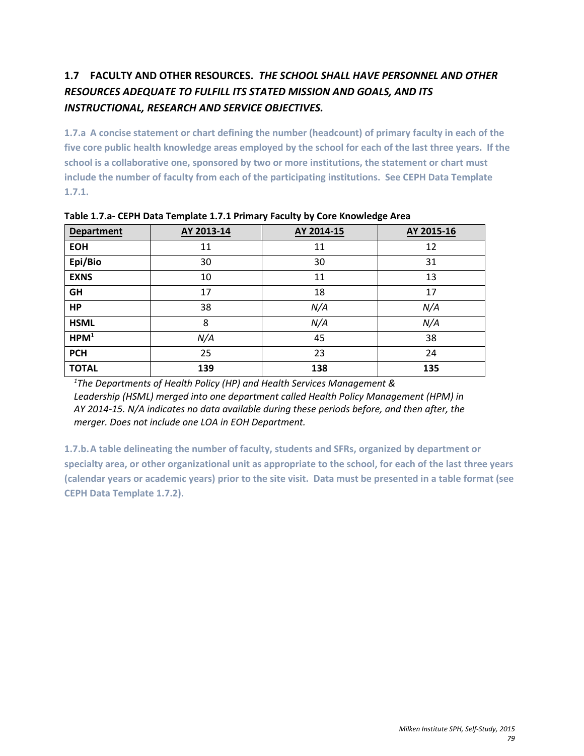## 1.7 FACULTY AND OTHER RESOURCES. *THE SCHOOL SHALL HAVE PERSONNEL AND OTHER RESOURCES ADEQUATE TO FULFILL ITS STATED MISSION AND GOALS, AND ITS INSTRUCTIONAL, RESEARCH AND SERVICE OBJECTIVES.*

**1.7.a A concise statement or chart defining the number (headcount) of primary faculty in each of the five core public health knowledge areas employed by the school for each of the last three years. If the school is a collaborative one, sponsored by two or more institutions, the statement or chart must include the number of faculty from each of the participating institutions. See CEPH Data Template 1.7.1.**

**Table 1.7.a- CEPH Data Template 1.7.1 Primary Faculty by Core Knowledge Area**

| Department | AY 2013-14 | AY 2014-15 | AY 2015-16 |
|---|---|---|---|
| **EOH** | 11 | 11 | 12 |
| **Epi/Bio** | 30 | 30 | 31 |
| **EXNS** | 10 | 11 | 13 |
| **GH** | 17 | 18 | 17 |
| **HP** | 38 | *N/A* | *N/A* |
| **HSML** | 8 | *N/A* | *N/A* |
| **HPM[1]** | *N/A* | 45 | 38 |
| **PCH** | 25 | 23 | 24 |
| **TOTAL** | **139** | **138** | **135** |

*[1]The Departments of Health Policy (HP) and Health Services Management & Leadership (HSML) merged into one department called Health Policy Management (HPM) in AY 2014-15. N/A indicates no data available during these periods before, and then after, the merger. Does not include one LOA in EOH Department.*

**1.7.b. A table delineating the number of faculty, students and SFRs, organized by department or specialty area, or other organizational unit as appropriate to the school, for each of the last three years (calendar years or academic years) prior to the site visit. Data must be presented in a table format (see CEPH Data Template 1.7.2).**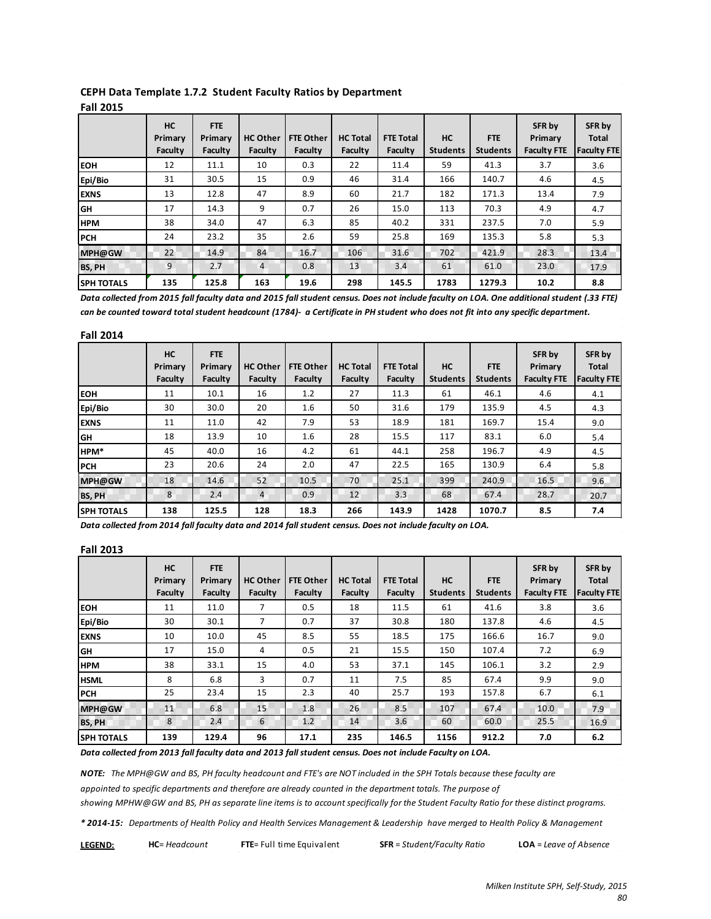## CEPH Data Template 1.7.2 Student Faculty Ratios by Department

### Fall 2015

| | HC Primary Faculty | FTE Primary Faculty | HC Other Faculty | FTE Other Faculty | HC Total Faculty | FTE Total Faculty | HC Students | FTE Students | SFR by Primary Faculty FTE | SFR by Total Faculty FTE |
|---|---|---|---|---|---|---|---|---|---|---|
| EOH | 12 | 11.1 | 10 | 0.3 | 22 | 11.4 | 59 | 41.3 | 3.7 | 3.6 |
| Epi/Bio | 31 | 30.5 | 15 | 0.9 | 46 | 31.4 | 166 | 140.7 | 4.6 | 4.5 |
| EXNS | 13 | 12.8 | 47 | 8.9 | 60 | 21.7 | 182 | 171.3 | 13.4 | 7.9 |
| GH | 17 | 14.3 | 9 | 0.7 | 26 | 15.0 | 113 | 70.3 | 4.9 | 4.7 |
| HPM | 38 | 34.0 | 47 | 6.3 | 85 | 40.2 | 331 | 237.5 | 7.0 | 5.9 |
| PCH | 24 | 23.2 | 35 | 2.6 | 59 | 25.8 | 169 | 135.3 | 5.8 | 5.3 |
| MPH@GW | 22 | 14.9 | 84 | 16.7 | 106 | 31.6 | 702 | 421.9 | 28.3 | 13.4 |
| BS, PH | 9 | 2.7 | 4 | 0.8 | 13 | 3.4 | 61 | 61.0 | 23.0 | 17.9 |
| **SPH TOTALS** | **135** | **125.8** | **163** | **19.6** | **298** | **145.5** | **1783** | **1279.3** | **10.2** | **8.8** |

***Data collected from 2015 fall faculty data and 2015 fall student census. Does not include faculty on LOA. One additional student (.33 FTE) can be counted toward total student headcount (1784)- a Certificate in PH student who does not fit into any specific department.***

### Fall 2014

| | HC Primary Faculty | FTE Primary Faculty | HC Other Faculty | FTE Other Faculty | HC Total Faculty | FTE Total Faculty | HC Students | FTE Students | SFR by Primary Faculty FTE | SFR by Total Faculty FTE |
|---|---|---|---|---|---|---|---|---|---|---|
| EOH | 11 | 10.1 | 16 | 1.2 | 27 | 11.3 | 61 | 46.1 | 4.6 | 4.1 |
| Epi/Bio | 30 | 30.0 | 20 | 1.6 | 50 | 31.6 | 179 | 135.9 | 4.5 | 4.3 |
| EXNS | 11 | 11.0 | 42 | 7.9 | 53 | 18.9 | 181 | 169.7 | 15.4 | 9.0 |
| GH | 18 | 13.9 | 10 | 1.6 | 28 | 15.5 | 117 | 83.1 | 6.0 | 5.4 |
| HPM* | 45 | 40.0 | 16 | 4.2 | 61 | 44.1 | 258 | 196.7 | 4.9 | 4.5 |
| PCH | 23 | 20.6 | 24 | 2.0 | 47 | 22.5 | 165 | 130.9 | 6.4 | 5.8 |
| MPH@GW | 18 | 14.6 | 52 | 10.5 | 70 | 25.1 | 399 | 240.9 | 16.5 | 9.6 |
| BS, PH | 8 | 2.4 | 4 | 0.9 | 12 | 3.3 | 68 | 67.4 | 28.7 | 20.7 |
| **SPH TOTALS** | **138** | **125.5** | **128** | **18.3** | **266** | **143.9** | **1428** | **1070.7** | **8.5** | **7.4** |

***Data collected from 2014 fall faculty data and 2014 fall student census. Does not include faculty on LOA.***

### Fall 2013

| | HC Primary Faculty | FTE Primary Faculty | HC Other Faculty | FTE Other Faculty | HC Total Faculty | FTE Total Faculty | HC Students | FTE Students | SFR by Primary Faculty FTE | SFR by Total Faculty FTE |
|---|---|---|---|---|---|---|---|---|---|---|
| EOH | 11 | 11.0 | 7 | 0.5 | 18 | 11.5 | 61 | 41.6 | 3.8 | 3.6 |
| Epi/Bio | 30 | 30.1 | 7 | 0.7 | 37 | 30.8 | 180 | 137.8 | 4.6 | 4.5 |
| EXNS | 10 | 10.0 | 45 | 8.5 | 55 | 18.5 | 175 | 166.6 | 16.7 | 9.0 |
| GH | 17 | 15.0 | 4 | 0.5 | 21 | 15.5 | 150 | 107.4 | 7.2 | 6.9 |
| HPM | 38 | 33.1 | 15 | 4.0 | 53 | 37.1 | 145 | 106.1 | 3.2 | 2.9 |
| HSML | 8 | 6.8 | 3 | 0.7 | 11 | 7.5 | 85 | 67.4 | 9.9 | 9.0 |
| PCH | 25 | 23.4 | 15 | 2.3 | 40 | 25.7 | 193 | 157.8 | 6.7 | 6.1 |
| MPH@GW | 11 | 6.8 | 15 | 1.8 | 26 | 8.5 | 107 | 67.4 | 10.0 | 7.9 |
| BS, PH | 8 | 2.4 | 6 | 1.2 | 14 | 3.6 | 60 | 60.0 | 25.5 | 16.9 |
| **SPH TOTALS** | **139** | **129.4** | **96** | **17.1** | **235** | **146.5** | **1156** | **912.2** | **7.0** | **6.2** |

***Data collected from 2013 fall faculty data and 2013 fall student census. Does not include Faculty on LOA.***

***NOTE:*** *The MPH@GW and BS, PH faculty headcount and FTE's are NOT included in the SPH Totals because these faculty are appointed to specific departments and therefore are already counted in the department totals. The purpose of showing MPHW@GW and BS, PH as separate line items is to account specifically for the Student Faculty Ratio for these distinct programs.*

***\* 2014-15:*** *Departments of Health Policy and Health Services Management & Leadership have merged to Health Policy & Management*

**LEGEND:** **HC**= *Headcount* **FTE**= Full time Equivalent **SFR** = *Student/Faculty Ratio* **LOA** = *Leave of Absence*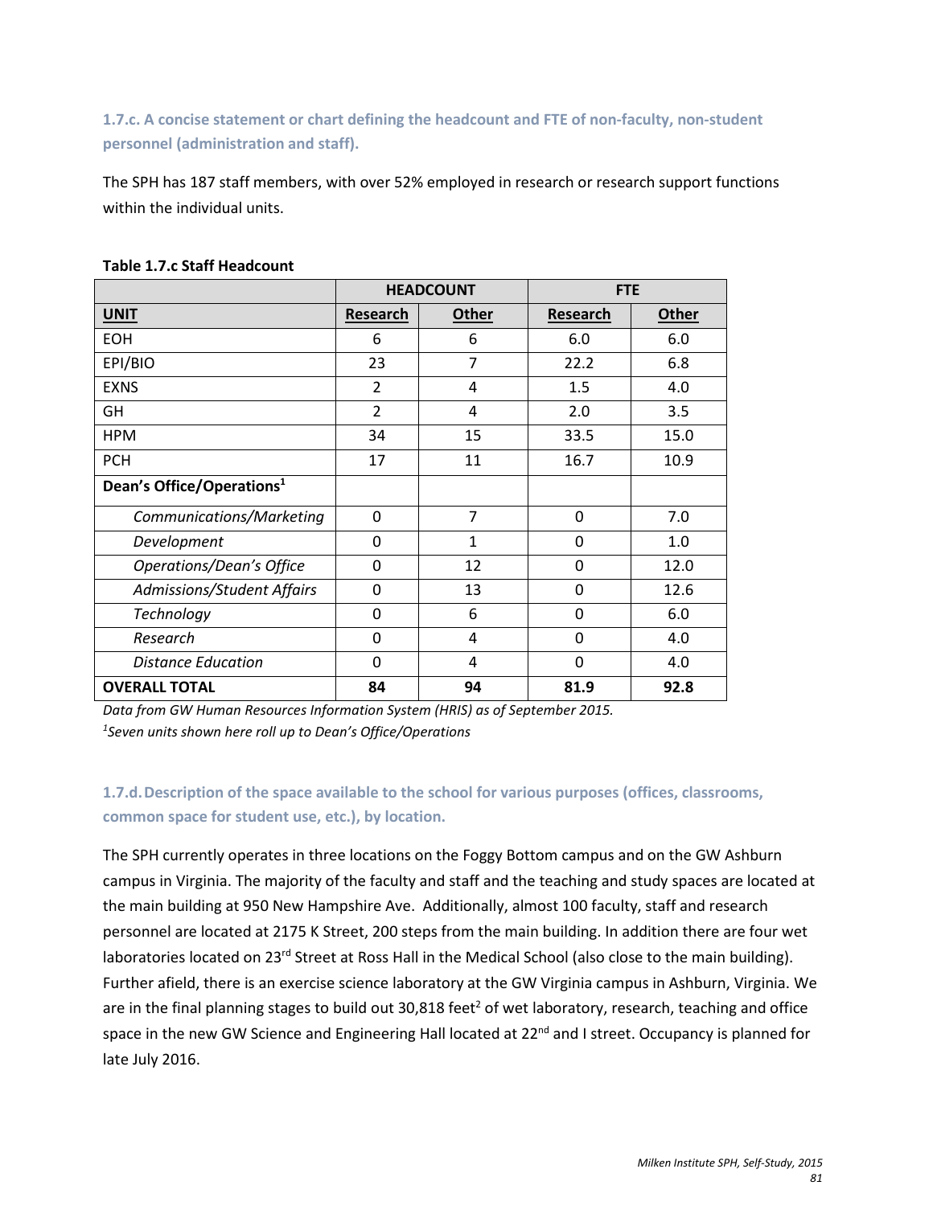### 1.7.c. A concise statement or chart defining the headcount and FTE of non-faculty, non-student personnel (administration and staff).

The SPH has 187 staff members, with over 52% employed in research or research support functions within the individual units.

**Table 1.7.c Staff Headcount**

| | HEADCOUNT | | FTE | |
|---|---|---|---|---|
| **UNIT** | **Research** | **Other** | **Research** | **Other** |
| EOH | 6 | 6 | 6.0 | 6.0 |
| EPI/BIO | 23 | 7 | 22.2 | 6.8 |
| EXNS | 2 | 4 | 1.5 | 4.0 |
| GH | 2 | 4 | 2.0 | 3.5 |
| HPM | 34 | 15 | 33.5 | 15.0 |
| PCH | 17 | 11 | 16.7 | 10.9 |
| **Dean's Office/Operations[1]** | | | | |
| *Communications/Marketing* | 0 | 7 | 0 | 7.0 |
| *Development* | 0 | 1 | 0 | 1.0 |
| *Operations/Dean's Office* | 0 | 12 | 0 | 12.0 |
| *Admissions/Student Affairs* | 0 | 13 | 0 | 12.6 |
| *Technology* | 0 | 6 | 0 | 6.0 |
| *Research* | 0 | 4 | 0 | 4.0 |
| *Distance Education* | 0 | 4 | 0 | 4.0 |
| **OVERALL TOTAL** | **84** | **94** | **81.9** | **92.8** |

*Data from GW Human Resources Information System (HRIS) as of September 2015.*
*[1]Seven units shown here roll up to Dean's Office/Operations*

### 1.7.d. Description of the space available to the school for various purposes (offices, classrooms, common space for student use, etc.), by location.

The SPH currently operates in three locations on the Foggy Bottom campus and on the GW Ashburn campus in Virginia. The majority of the faculty and staff and the teaching and study spaces are located at the main building at 950 New Hampshire Ave. Additionally, almost 100 faculty, staff and research personnel are located at 2175 K Street, 200 steps from the main building. In addition there are four wet laboratories located on 23rd Street at Ross Hall in the Medical School (also close to the main building). Further afield, there is an exercise science laboratory at the GW Virginia campus in Ashburn, Virginia. We are in the final planning stages to build out 30,818 feet$^2$ of wet laboratory, research, teaching and office space in the new GW Science and Engineering Hall located at 22nd and I street. Occupancy is planned for late July 2016.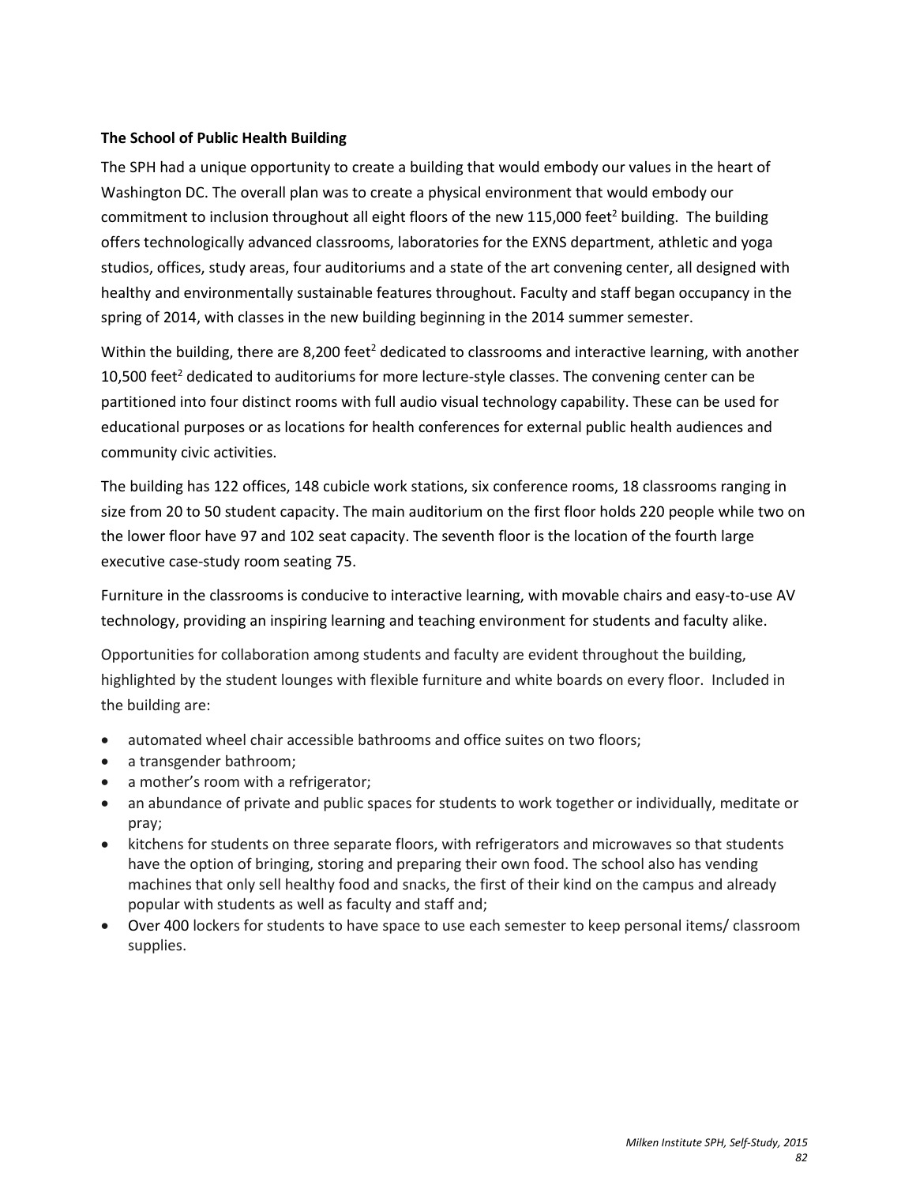**The School of Public Health Building**

The SPH had a unique opportunity to create a building that would embody our values in the heart of Washington DC. The overall plan was to create a physical environment that would embody our commitment to inclusion throughout all eight floors of the new 115,000 feet$^2$ building. The building offers technologically advanced classrooms, laboratories for the EXNS department, athletic and yoga studios, offices, study areas, four auditoriums and a state of the art convening center, all designed with healthy and environmentally sustainable features throughout. Faculty and staff began occupancy in the spring of 2014, with classes in the new building beginning in the 2014 summer semester.

Within the building, there are 8,200 feet$^2$ dedicated to classrooms and interactive learning, with another 10,500 feet$^2$ dedicated to auditoriums for more lecture-style classes. The convening center can be partitioned into four distinct rooms with full audio visual technology capability. These can be used for educational purposes or as locations for health conferences for external public health audiences and community civic activities.

The building has 122 offices, 148 cubicle work stations, six conference rooms, 18 classrooms ranging in size from 20 to 50 student capacity. The main auditorium on the first floor holds 220 people while two on the lower floor have 97 and 102 seat capacity. The seventh floor is the location of the fourth large executive case-study room seating 75.

Furniture in the classrooms is conducive to interactive learning, with movable chairs and easy-to-use AV technology, providing an inspiring learning and teaching environment for students and faculty alike.

Opportunities for collaboration among students and faculty are evident throughout the building, highlighted by the student lounges with flexible furniture and white boards on every floor. Included in the building are:

- automated wheel chair accessible bathrooms and office suites on two floors;
- a transgender bathroom;
- a mother's room with a refrigerator;
- an abundance of private and public spaces for students to work together or individually, meditate or pray;
- kitchens for students on three separate floors, with refrigerators and microwaves so that students have the option of bringing, storing and preparing their own food. The school also has vending machines that only sell healthy food and snacks, the first of their kind on the campus and already popular with students as well as faculty and staff and;
- Over 400 lockers for students to have space to use each semester to keep personal items/ classroom supplies.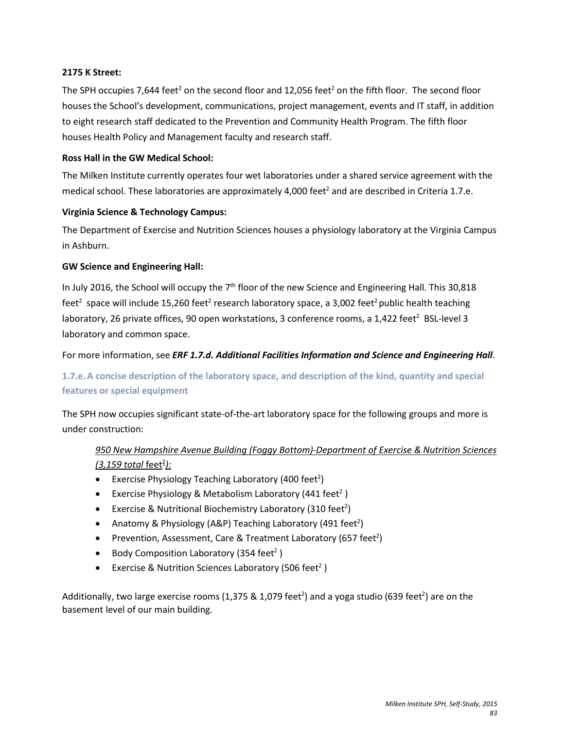**2175 K Street:**

The SPH occupies 7,644 feet$^2$ on the second floor and 12,056 feet$^2$ on the fifth floor. The second floor houses the School's development, communications, project management, events and IT staff, in addition to eight research staff dedicated to the Prevention and Community Health Program. The fifth floor houses Health Policy and Management faculty and research staff.

**Ross Hall in the GW Medical School:**

The Milken Institute currently operates four wet laboratories under a shared service agreement with the medical school. These laboratories are approximately 4,000 feet$^2$ and are described in Criteria 1.7.e.

**Virginia Science & Technology Campus:**

The Department of Exercise and Nutrition Sciences houses a physiology laboratory at the Virginia Campus in Ashburn.

**GW Science and Engineering Hall:**

In July 2016, the School will occupy the 7$^{th}$ floor of the new Science and Engineering Hall. This 30,818 feet$^2$ space will include 15,260 feet$^2$ research laboratory space, a 3,002 feet$^2$ public health teaching laboratory, 26 private offices, 90 open workstations, 3 conference rooms, a 1,422 feet$^2$ BSL-level 3 laboratory and common space.

For more information, see ***ERF 1.7.d. Additional Facilities Information and Science and Engineering Hall***.

### 1.7.e. A concise description of the laboratory space, and description of the kind, quantity and special features or special equipment

The SPH now occupies significant state-of-the-art laboratory space for the following groups and more is under construction:

*950 New Hampshire Avenue Building (Foggy Bottom)-Department of Exercise & Nutrition Sciences (3,159 total feet$^2$):*

- Exercise Physiology Teaching Laboratory (400 feet$^2$)
- Exercise Physiology & Metabolism Laboratory (441 feet$^2$)
- Exercise & Nutritional Biochemistry Laboratory (310 feet$^2$)
- Anatomy & Physiology (A&P) Teaching Laboratory (491 feet$^2$)
- Prevention, Assessment, Care & Treatment Laboratory (657 feet$^2$)
- Body Composition Laboratory (354 feet$^2$)
- Exercise & Nutrition Sciences Laboratory (506 feet$^2$)

Additionally, two large exercise rooms (1,375 & 1,079 feet$^2$) and a yoga studio (639 feet$^2$) are on the basement level of our main building.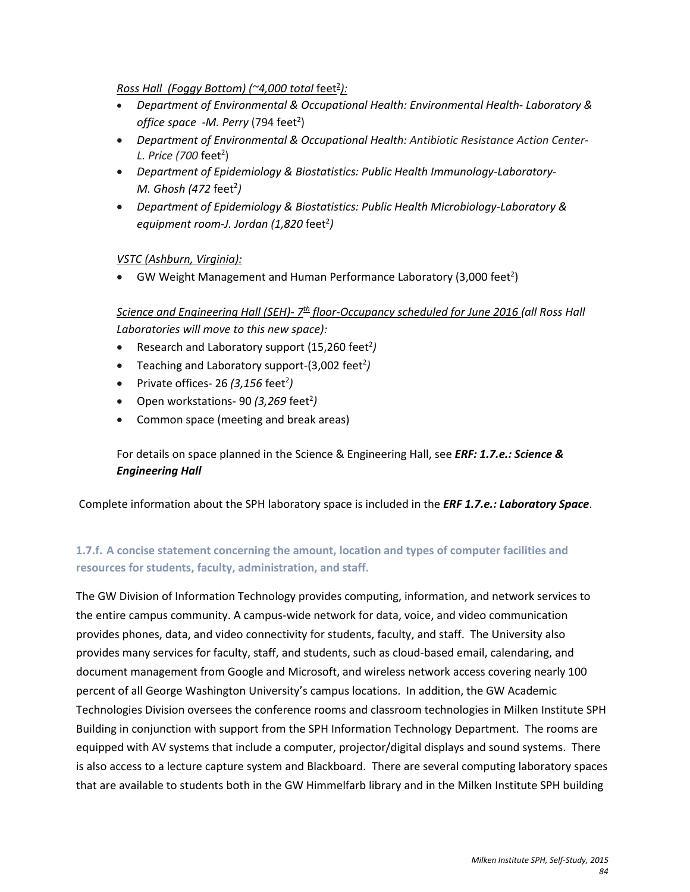*Ross Hall (Foggy Bottom) (~4,000 total* feet$^2$*):*

- *Department of Environmental & Occupational Health: Environmental Health- Laboratory & office space -M. Perry* (794 feet$^2$)
- *Department of Environmental & Occupational Health: Antibiotic Resistance Action Center- L. Price (700* feet$^2$)
- *Department of Epidemiology & Biostatistics: Public Health Immunology-Laboratory- M. Ghosh (472* feet$^2$*)*
- *Department of Epidemiology & Biostatistics: Public Health Microbiology-Laboratory & equipment room-J. Jordan (1,820* feet$^2$*)*

*VSTC (Ashburn, Virginia):*

- GW Weight Management and Human Performance Laboratory (3,000 feet$^2$)

*Science and Engineering Hall (SEH)- 7th floor-Occupancy scheduled for June 2016 (all Ross Hall Laboratories will move to this new space):*

- Research and Laboratory support (15,260 feet$^2$*)*
- Teaching and Laboratory support-(3,002 feet$^2$*)*
- Private offices- 26 *(3,156* feet$^2$*)*
- Open workstations- 90 *(3,269* feet$^2$*)*
- Common space (meeting and break areas)

For details on space planned in the Science & Engineering Hall, see ***ERF: 1.7.e.: Science & Engineering Hall***

Complete information about the SPH laboratory space is included in the ***ERF 1.7.e.: Laboratory Space***.

### 1.7.f. A concise statement concerning the amount, location and types of computer facilities and resources for students, faculty, administration, and staff.

The GW Division of Information Technology provides computing, information, and network services to the entire campus community. A campus-wide network for data, voice, and video communication provides phones, data, and video connectivity for students, faculty, and staff. The University also provides many services for faculty, staff, and students, such as cloud-based email, calendaring, and document management from Google and Microsoft, and wireless network access covering nearly 100 percent of all George Washington University's campus locations. In addition, the GW Academic Technologies Division oversees the conference rooms and classroom technologies in Milken Institute SPH Building in conjunction with support from the SPH Information Technology Department. The rooms are equipped with AV systems that include a computer, projector/digital displays and sound systems. There is also access to a lecture capture system and Blackboard. There are several computing laboratory spaces that are available to students both in the GW Himmelfarb library and in the Milken Institute SPH building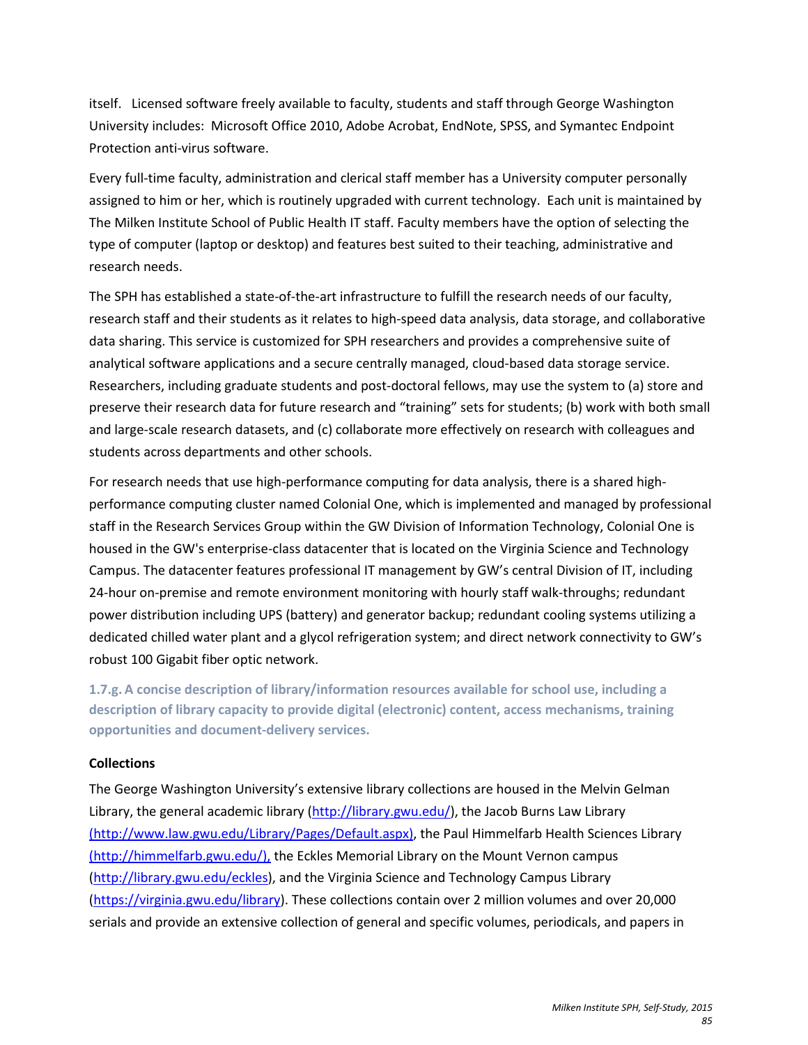itself. Licensed software freely available to faculty, students and staff through George Washington University includes: Microsoft Office 2010, Adobe Acrobat, EndNote, SPSS, and Symantec Endpoint Protection anti-virus software.

Every full-time faculty, administration and clerical staff member has a University computer personally assigned to him or her, which is routinely upgraded with current technology. Each unit is maintained by The Milken Institute School of Public Health IT staff. Faculty members have the option of selecting the type of computer (laptop or desktop) and features best suited to their teaching, administrative and research needs.

The SPH has established a state-of-the-art infrastructure to fulfill the research needs of our faculty, research staff and their students as it relates to high-speed data analysis, data storage, and collaborative data sharing. This service is customized for SPH researchers and provides a comprehensive suite of analytical software applications and a secure centrally managed, cloud-based data storage service. Researchers, including graduate students and post-doctoral fellows, may use the system to (a) store and preserve their research data for future research and "training" sets for students; (b) work with both small and large-scale research datasets, and (c) collaborate more effectively on research with colleagues and students across departments and other schools.

For research needs that use high-performance computing for data analysis, there is a shared high-performance computing cluster named Colonial One, which is implemented and managed by professional staff in the Research Services Group within the GW Division of Information Technology, Colonial One is housed in the GW's enterprise-class datacenter that is located on the Virginia Science and Technology Campus. The datacenter features professional IT management by GW's central Division of IT, including 24-hour on-premise and remote environment monitoring with hourly staff walk-throughs; redundant power distribution including UPS (battery) and generator backup; redundant cooling systems utilizing a dedicated chilled water plant and a glycol refrigeration system; and direct network connectivity to GW's robust 100 Gigabit fiber optic network.

### 1.7.g. A concise description of library/information resources available for school use, including a description of library capacity to provide digital (electronic) content, access mechanisms, training opportunities and document-delivery services.

**Collections**

The George Washington University's extensive library collections are housed in the Melvin Gelman Library, the general academic library (http://library.gwu.edu/), the Jacob Burns Law Library (http://www.law.gwu.edu/Library/Pages/Default.aspx), the Paul Himmelfarb Health Sciences Library (http://himmelfarb.gwu.edu/), the Eckles Memorial Library on the Mount Vernon campus (http://library.gwu.edu/eckles), and the Virginia Science and Technology Campus Library (https://virginia.gwu.edu/library). These collections contain over 2 million volumes and over 20,000 serials and provide an extensive collection of general and specific volumes, periodicals, and papers in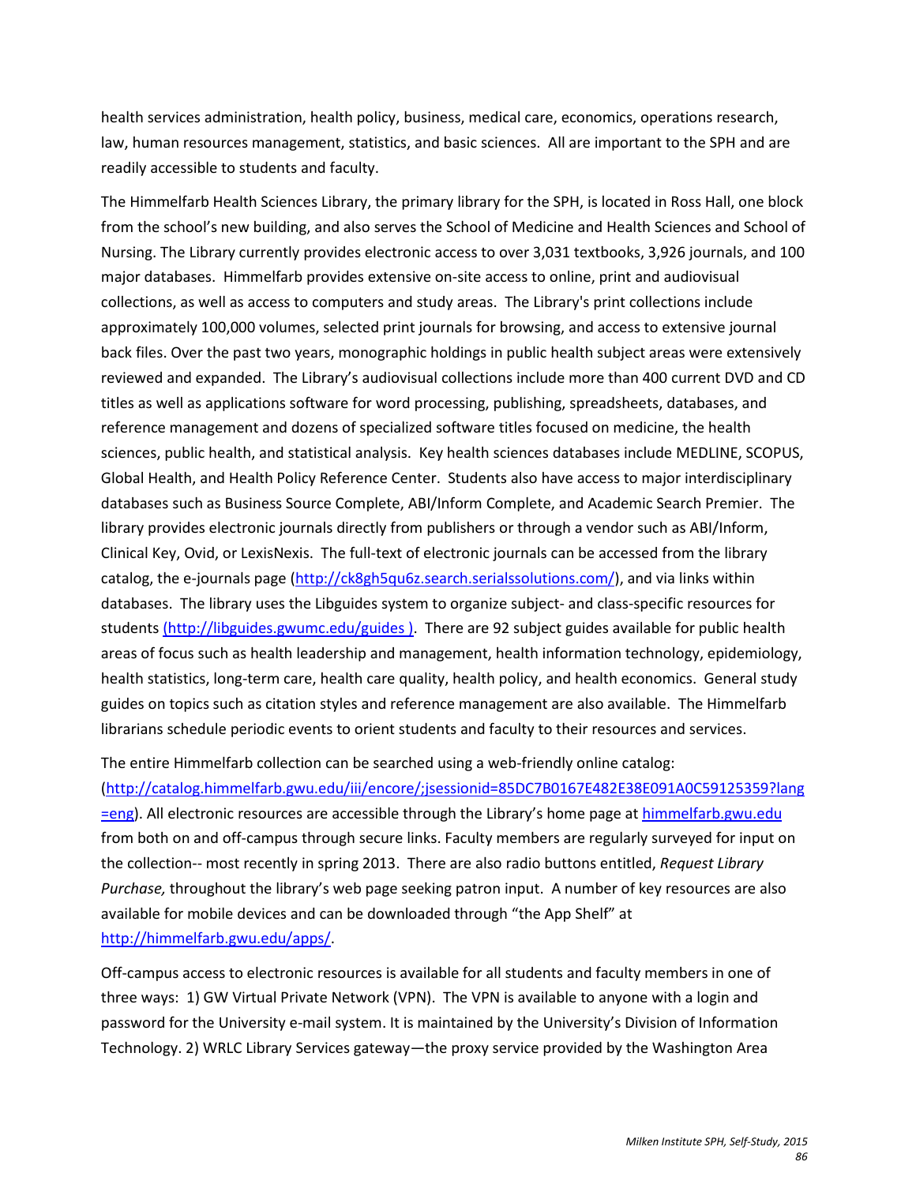health services administration, health policy, business, medical care, economics, operations research, law, human resources management, statistics, and basic sciences. All are important to the SPH and are readily accessible to students and faculty.

The Himmelfarb Health Sciences Library, the primary library for the SPH, is located in Ross Hall, one block from the school's new building, and also serves the School of Medicine and Health Sciences and School of Nursing. The Library currently provides electronic access to over 3,031 textbooks, 3,926 journals, and 100 major databases. Himmelfarb provides extensive on-site access to online, print and audiovisual collections, as well as access to computers and study areas. The Library's print collections include approximately 100,000 volumes, selected print journals for browsing, and access to extensive journal back files. Over the past two years, monographic holdings in public health subject areas were extensively reviewed and expanded. The Library's audiovisual collections include more than 400 current DVD and CD titles as well as applications software for word processing, publishing, spreadsheets, databases, and reference management and dozens of specialized software titles focused on medicine, the health sciences, public health, and statistical analysis. Key health sciences databases include MEDLINE, SCOPUS, Global Health, and Health Policy Reference Center. Students also have access to major interdisciplinary databases such as Business Source Complete, ABI/Inform Complete, and Academic Search Premier. The library provides electronic journals directly from publishers or through a vendor such as ABI/Inform, Clinical Key, Ovid, or LexisNexis. The full-text of electronic journals can be accessed from the library catalog, the e-journals page (http://ck8gh5qu6z.search.serialssolutions.com/), and via links within databases. The library uses the Libguides system to organize subject- and class-specific resources for students (http://libguides.gwumc.edu/guides ). There are 92 subject guides available for public health areas of focus such as health leadership and management, health information technology, epidemiology, health statistics, long-term care, health care quality, health policy, and health economics. General study guides on topics such as citation styles and reference management are also available. The Himmelfarb librarians schedule periodic events to orient students and faculty to their resources and services.

The entire Himmelfarb collection can be searched using a web-friendly online catalog: (http://catalog.himmelfarb.gwu.edu/iii/encore/;jsessionid=85DC7B0167E482E38E091A0C59125359?lang=eng). All electronic resources are accessible through the Library's home page at himmelfarb.gwu.edu from both on and off-campus through secure links. Faculty members are regularly surveyed for input on the collection-- most recently in spring 2013. There are also radio buttons entitled, *Request Library Purchase,* throughout the library's web page seeking patron input. A number of key resources are also available for mobile devices and can be downloaded through "the App Shelf" at http://himmelfarb.gwu.edu/apps/.

Off-campus access to electronic resources is available for all students and faculty members in one of three ways: 1) GW Virtual Private Network (VPN). The VPN is available to anyone with a login and password for the University e-mail system. It is maintained by the University's Division of Information Technology. 2) WRLC Library Services gateway—the proxy service provided by the Washington Area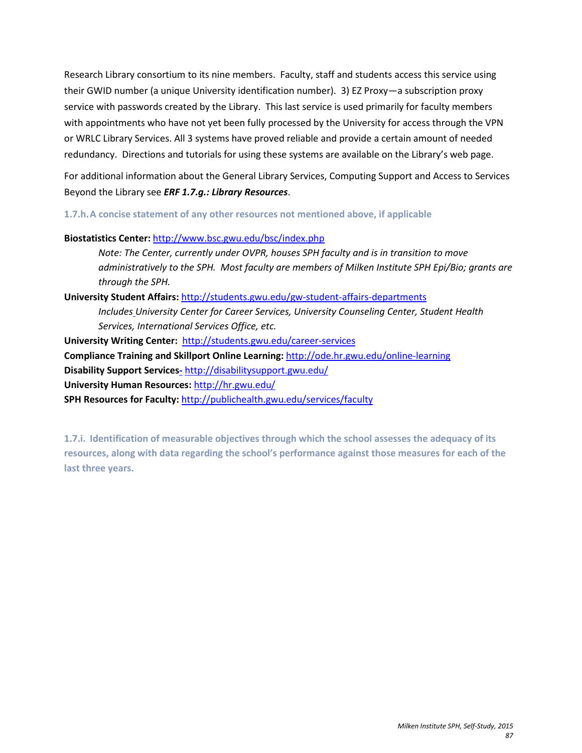Research Library consortium to its nine members. Faculty, staff and students access this service using their GWID number (a unique University identification number). 3) EZ Proxy—a subscription proxy service with passwords created by the Library. This last service is used primarily for faculty members with appointments who have not yet been fully processed by the University for access through the VPN or WRLC Library Services. All 3 systems have proved reliable and provide a certain amount of needed redundancy. Directions and tutorials for using these systems are available on the Library's web page.

For additional information about the General Library Services, Computing Support and Access to Services Beyond the Library see ***ERF 1.7.g.: Library Resources***.

### 1.7.h. A concise statement of any other resources not mentioned above, if applicable

**Biostatistics Center:** http://www.bsc.gwu.edu/bsc/index.php

> *Note: The Center, currently under OVPR, houses SPH faculty and is in transition to move administratively to the SPH. Most faculty are members of Milken Institute SPH Epi/Bio; grants are through the SPH.*

**University Student Affairs:** http://students.gwu.edu/gw-student-affairs-departments

> *Includes University Center for Career Services, University Counseling Center, Student Health Services, International Services Office, etc.*

**University Writing Center:** http://students.gwu.edu/career-services

**Compliance Training and Skillport Online Learning:** http://ode.hr.gwu.edu/online-learning

**Disability Support Services-** http://disabilitysupport.gwu.edu/

**University Human Resources:** http://hr.gwu.edu/

**SPH Resources for Faculty:** http://publichealth.gwu.edu/services/faculty

### 1.7.i. Identification of measurable objectives through which the school assesses the adequacy of its resources, along with data regarding the school's performance against those measures for each of the last three years.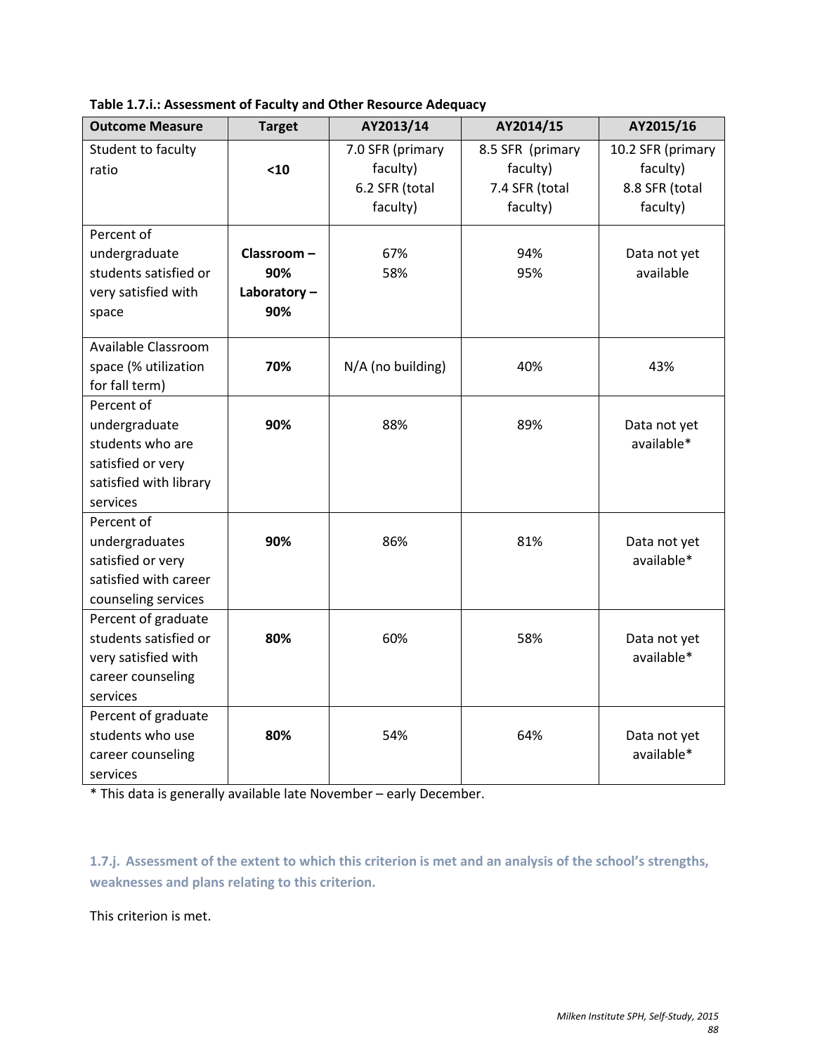**Table 1.7.i.: Assessment of Faculty and Other Resource Adequacy**

| Outcome Measure | Target | AY2013/14 | AY2014/15 | AY2015/16 |
|---|---|---|---|---|
| Student to faculty ratio | **<10** | 7.0 SFR (primary faculty) 6.2 SFR (total faculty) | 8.5 SFR (primary faculty) 7.4 SFR (total faculty) | 10.2 SFR (primary faculty) 8.8 SFR (total faculty) |
| Percent of undergraduate students satisfied or very satisfied with space | **Classroom – 90% Laboratory – 90%** | 67% 58% | 94% 95% | Data not yet available |
| Available Classroom space (% utilization for fall term) | **70%** | N/A (no building) | 40% | 43% |
| Percent of undergraduate students who are satisfied or very satisfied with library services | **90%** | 88% | 89% | Data not yet available* |
| Percent of undergraduates satisfied or very satisfied with career counseling services | **90%** | 86% | 81% | Data not yet available* |
| Percent of graduate students satisfied or very satisfied with career counseling services | **80%** | 60% | 58% | Data not yet available* |
| Percent of graduate students who use career counseling services | **80%** | 54% | 64% | Data not yet available* |

* This data is generally available late November – early December.

### 1.7.j. Assessment of the extent to which this criterion is met and an analysis of the school's strengths, weaknesses and plans relating to this criterion.

This criterion is met.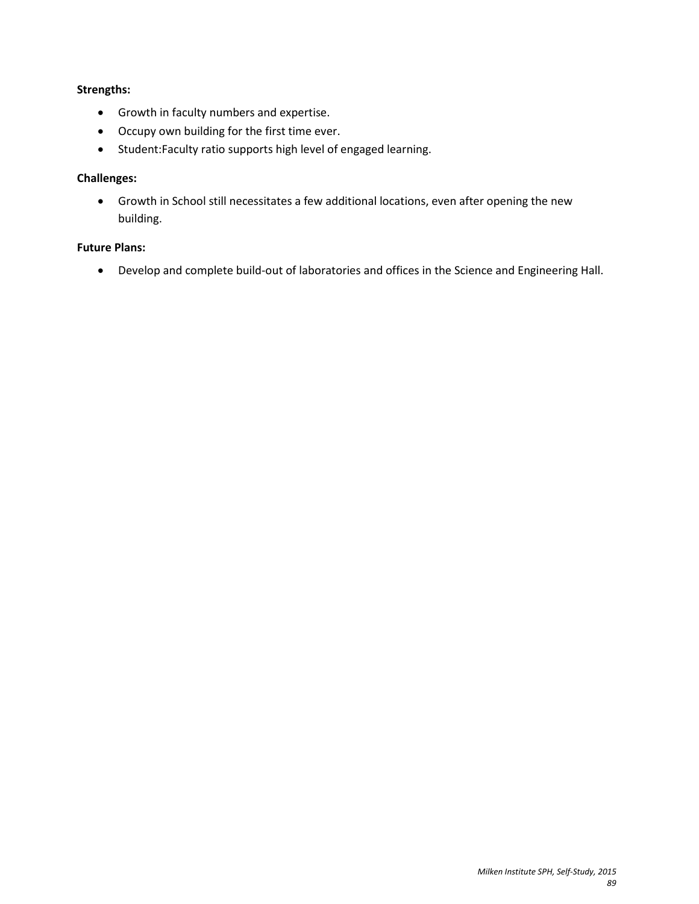**Strengths:**

- Growth in faculty numbers and expertise.
- Occupy own building for the first time ever.
- Student:Faculty ratio supports high level of engaged learning.

**Challenges:**

- Growth in School still necessitates a few additional locations, even after opening the new building.

**Future Plans:**

- Develop and complete build-out of laboratories and offices in the Science and Engineering Hall.